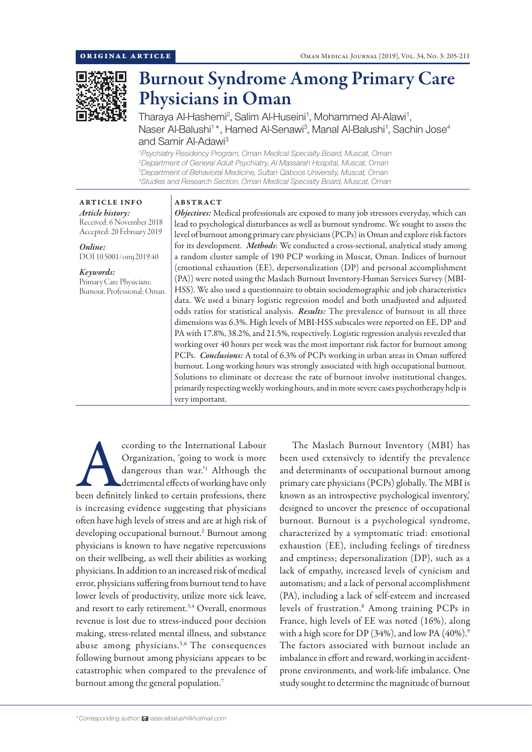ORIGINAL ARTICLE

# Burnout Syndrome Among Primary Care Physicians in Oman

Tharaya Al-Hashemi[2], Salim Al-Huseini[1], Mohammed Al-Alawi[1], Naser Al-Balushi[1]*, Hamed Al-Senawi[3], Manal Al-Balushi[1], Sachin Jose[4] and Samir Al-Adawi[3]

[1]Psychiatry Residency Program, Oman Medical Specialty Board, Muscat, Oman
[2]Department of General Adult Psychiatry, Al Massarah Hospital, Muscat, Oman
[3]Department of Behavioral Medicine, Sultan Qaboos University, Muscat, Oman
[4]Studies and Research Section, Oman Medical Specialty Board, Muscat, Oman

## ARTICLE INFO

*Article history:*
Received: 6 November 2018
Accepted: 20 February 2019

*Online:*
DOI 10.5001/omj.2019.40

*Keywords:*
Primary Care Physicians; Burnout, Professional; Oman.

## ABSTRACT

***Objectives:*** Medical professionals are exposed to many job stressors everyday, which can lead to psychological disturbances as well as burnout syndrome. We sought to assess the level of burnout among primary care physicians (PCPs) in Oman and explore risk factors for its development. ***Methods***: We conducted a cross-sectional, analytical study among a random cluster sample of 190 PCP working in Muscat, Oman. Indices of burnout (emotional exhaustion (EE), depersonalization (DP) and personal accomplishment (PA)) were noted using the Maslach Burnout Inventory-Human Services Survey (MBI-HSS). We also used a questionnaire to obtain sociodemographic and job characteristics data. We used a binary logistic regression model and both unadjusted and adjusted odds ratios for statistical analysis. ***Results:*** The prevalence of burnout in all three dimensions was 6.3%. High levels of MBI-HSS subscales were reported on EE, DP and PA with 17.8%, 38.2%, and 21.5%, respectively. Logistic regression analysis revealed that working over 40 hours per week was the most important risk factor for burnout among PCPs. ***Conclusions:*** A total of 6.3% of PCPs working in urban areas in Oman suffered burnout. Long working hours was strongly associated with high occupational burnout. Solutions to eliminate or decrease the rate of burnout involve institutional changes, primarily respecting weekly working hours, and in more severe cases psychotherapy help is very important.

According to the International Labour Organization, 'going to work is more dangerous than war.'[1] Although the detrimental effects of working have only been definitely linked to certain professions, there is increasing evidence suggesting that physicians often have high levels of stress and are at high risk of developing occupational burnout.[2] Burnout among physicians is known to have negative repercussions on their wellbeing, as well their abilities as working physicians. In addition to an increased risk of medical error, physicians suffering from burnout tend to have lower levels of productivity, utilize more sick leave, and resort to early retirement.[3,4] Overall, enormous revenue is lost due to stress-induced poor decision making, stress-related mental illness, and substance abuse among physicians.[5,6] The consequences following burnout among physicians appears to be catastrophic when compared to the prevalence of burnout among the general population.[7]

The Maslach Burnout Inventory (MBI) has been used extensively to identify the prevalence and determinants of occupational burnout among primary care physicians (PCPs) globally. The MBI is known as an introspective psychological inventory,' designed to uncover the presence of occupational burnout. Burnout is a psychological syndrome, characterized by a symptomatic triad: emotional exhaustion (EE), including feelings of tiredness and emptiness; depersonalization (DP), such as a lack of empathy, increased levels of cynicism and automatism; and a lack of personal accomplishment (PA), including a lack of self-esteem and increased levels of frustration.[8] Among training PCPs in France, high levels of EE was noted (16%), along with a high score for DP (34%), and low PA (40%).[9] The factors associated with burnout include an imbalance in effort and reward, working in accident-prone environments, and work-life imbalance. One study sought to determine the magnitude of burnout

*Corresponding author: naser.albalushi@hotmail.com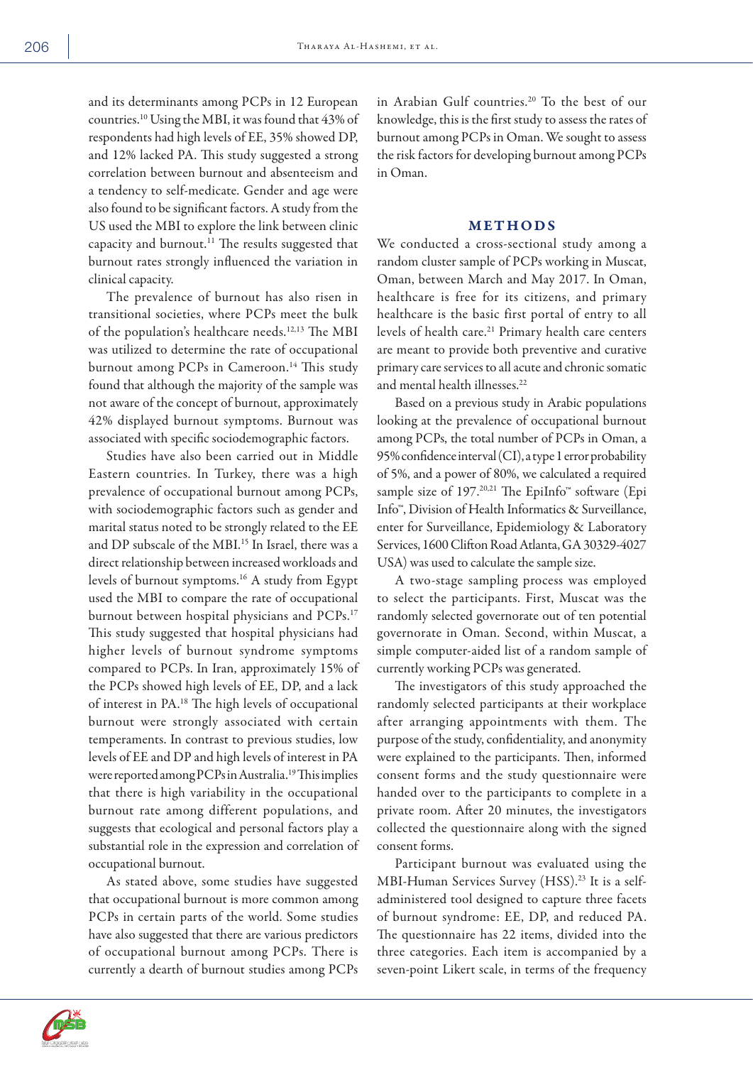and its determinants among PCPs in 12 European countries.[10] Using the MBI, it was found that 43% of respondents had high levels of EE, 35% showed DP, and 12% lacked PA. This study suggested a strong correlation between burnout and absenteeism and a tendency to self-medicate. Gender and age were also found to be significant factors. A study from the US used the MBI to explore the link between clinic capacity and burnout.[11] The results suggested that burnout rates strongly influenced the variation in clinical capacity.

The prevalence of burnout has also risen in transitional societies, where PCPs meet the bulk of the population's healthcare needs.[12,13] The MBI was utilized to determine the rate of occupational burnout among PCPs in Cameroon.[14] This study found that although the majority of the sample was not aware of the concept of burnout, approximately 42% displayed burnout symptoms. Burnout was associated with specific sociodemographic factors.

Studies have also been carried out in Middle Eastern countries. In Turkey, there was a high prevalence of occupational burnout among PCPs, with sociodemographic factors such as gender and marital status noted to be strongly related to the EE and DP subscale of the MBI.[15] In Israel, there was a direct relationship between increased workloads and levels of burnout symptoms.[16] A study from Egypt used the MBI to compare the rate of occupational burnout between hospital physicians and PCPs.[17] This study suggested that hospital physicians had higher levels of burnout syndrome symptoms compared to PCPs. In Iran, approximately 15% of the PCPs showed high levels of EE, DP, and a lack of interest in PA.[18] The high levels of occupational burnout were strongly associated with certain temperaments. In contrast to previous studies, low levels of EE and DP and high levels of interest in PA were reported among PCPs in Australia.[19] This implies that there is high variability in the occupational burnout rate among different populations, and suggests that ecological and personal factors play a substantial role in the expression and correlation of occupational burnout.

As stated above, some studies have suggested that occupational burnout is more common among PCPs in certain parts of the world. Some studies have also suggested that there are various predictors of occupational burnout among PCPs. There is currently a dearth of burnout studies among PCPs in Arabian Gulf countries.[20] To the best of our knowledge, this is the first study to assess the rates of burnout among PCPs in Oman. We sought to assess the risk factors for developing burnout among PCPs in Oman.

## METHODS

We conducted a cross-sectional study among a random cluster sample of PCPs working in Muscat, Oman, between March and May 2017. In Oman, healthcare is free for its citizens, and primary healthcare is the basic first portal of entry to all levels of health care.[21] Primary health care centers are meant to provide both preventive and curative primary care services to all acute and chronic somatic and mental health illnesses.[22]

Based on a previous study in Arabic populations looking at the prevalence of occupational burnout among PCPs, the total number of PCPs in Oman, a 95% confidence interval (CI), a type 1 error probability of 5%, and a power of 80%, we calculated a required sample size of 197.[20,21] The EpiInfo™ software (Epi Info™, Division of Health Informatics & Surveillance, enter for Surveillance, Epidemiology & Laboratory Services, 1600 Clifton Road Atlanta, GA 30329-4027 USA) was used to calculate the sample size.

A two-stage sampling process was employed to select the participants. First, Muscat was the randomly selected governorate out of ten potential governorate in Oman. Second, within Muscat, a simple computer-aided list of a random sample of currently working PCPs was generated.

The investigators of this study approached the randomly selected participants at their workplace after arranging appointments with them. The purpose of the study, confidentiality, and anonymity were explained to the participants. Then, informed consent forms and the study questionnaire were handed over to the participants to complete in a private room. After 20 minutes, the investigators collected the questionnaire along with the signed consent forms.

Participant burnout was evaluated using the MBI-Human Services Survey (HSS).[23] It is a self-administered tool designed to capture three facets of burnout syndrome: EE, DP, and reduced PA. The questionnaire has 22 items, divided into the three categories. Each item is accompanied by a seven-point Likert scale, in terms of the frequency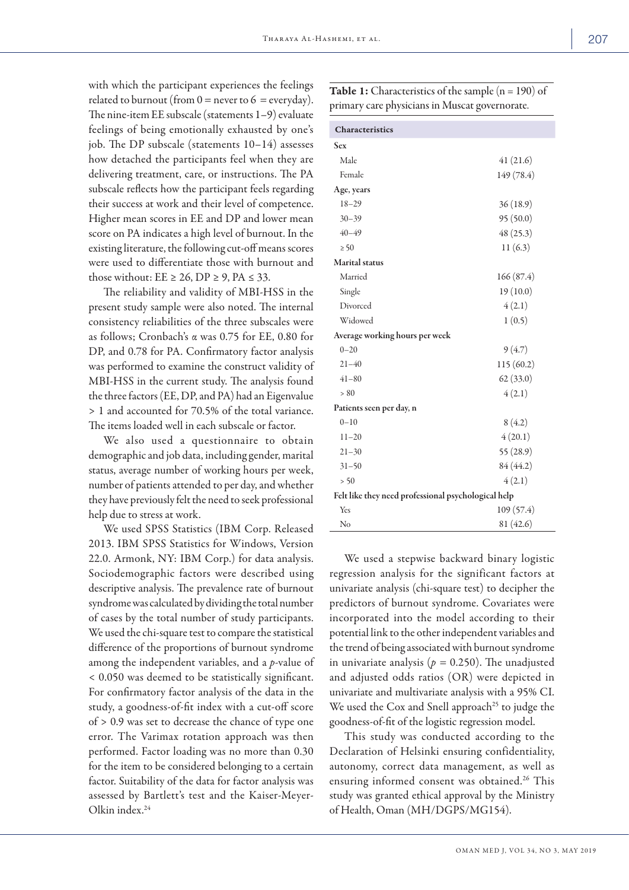with which the participant experiences the feelings related to burnout (from 0 = never to 6 = everyday). The nine-item EE subscale (statements 1–9) evaluate feelings of being emotionally exhausted by one's job. The DP subscale (statements 10–14) assesses how detached the participants feel when they are delivering treatment, care, or instructions. The PA subscale reflects how the participant feels regarding their success at work and their level of competence. Higher mean scores in EE and DP and lower mean score on PA indicates a high level of burnout. In the existing literature, the following cut-off means scores were used to differentiate those with burnout and those without: EE ≥ 26, DP ≥ 9, PA ≤ 33.

The reliability and validity of MBI-HSS in the present study sample were also noted. The internal consistency reliabilities of the three subscales were as follows; Cronbach's $\alpha$ was 0.75 for EE, 0.80 for DP, and 0.78 for PA. Confirmatory factor analysis was performed to examine the construct validity of MBI-HSS in the current study. The analysis found the three factors (EE, DP, and PA) had an Eigenvalue > 1 and accounted for 70.5% of the total variance. The items loaded well in each subscale or factor.

We also used a questionnaire to obtain demographic and job data, including gender, marital status, average number of working hours per week, number of patients attended to per day, and whether they have previously felt the need to seek professional help due to stress at work.

We used SPSS Statistics (IBM Corp. Released 2013. IBM SPSS Statistics for Windows, Version 22.0. Armonk, NY: IBM Corp.) for data analysis. Sociodemographic factors were described using descriptive analysis. The prevalence rate of burnout syndrome was calculated by dividing the total number of cases by the total number of study participants. We used the chi-square test to compare the statistical difference of the proportions of burnout syndrome among the independent variables, and a $p$-value of < 0.050 was deemed to be statistically significant. For confirmatory factor analysis of the data in the study, a goodness-of-fit index with a cut-off score of > 0.9 was set to decrease the chance of type one error. The Varimax rotation approach was then performed. Factor loading was no more than 0.30 for the item to be considered belonging to a certain factor. Suitability of the data for factor analysis was assessed by Bartlett's test and the Kaiser-Meyer-Olkin index.[24]

**Table 1:** Characteristics of the sample (n = 190) of primary care physicians in Muscat governorate.

| Characteristics | |
|---|---|
| **Sex** | |
| Male | 41 (21.6) |
| Female | 149 (78.4) |
| **Age, years** | |
| 18–29 | 36 (18.9) |
| 30–39 | 95 (50.0) |
| 40–49 | 48 (25.3) |
| ≥ 50 | 11 (6.3) |
| **Marital status** | |
| Married | 166 (87.4) |
| Single | 19 (10.0) |
| Divorced | 4 (2.1) |
| Widowed | 1 (0.5) |
| **Average working hours per week** | |
| 0–20 | 9 (4.7) |
| 21–40 | 115 (60.2) |
| 41–80 | 62 (33.0) |
| > 80 | 4 (2.1) |
| **Patients seen per day, n** | |
| 0–10 | 8 (4.2) |
| 11–20 | 4 (20.1) |
| 21–30 | 55 (28.9) |
| 31–50 | 84 (44.2) |
| > 50 | 4 (2.1) |
| **Felt like they need professional psychological help** | |
| Yes | 109 (57.4) |
| No | 81 (42.6) |

We used a stepwise backward binary logistic regression analysis for the significant factors at univariate analysis (chi-square test) to decipher the predictors of burnout syndrome. Covariates were incorporated into the model according to their potential link to the other independent variables and the trend of being associated with burnout syndrome in univariate analysis ($p$ = 0.250). The unadjusted and adjusted odds ratios (OR) were depicted in univariate and multivariate analysis with a 95% CI. We used the Cox and Snell approach[25] to judge the goodness-of-fit of the logistic regression model.

This study was conducted according to the Declaration of Helsinki ensuring confidentiality, autonomy, correct data management, as well as ensuring informed consent was obtained.[26] This study was granted ethical approval by the Ministry of Health, Oman (MH/DGPS/MG154).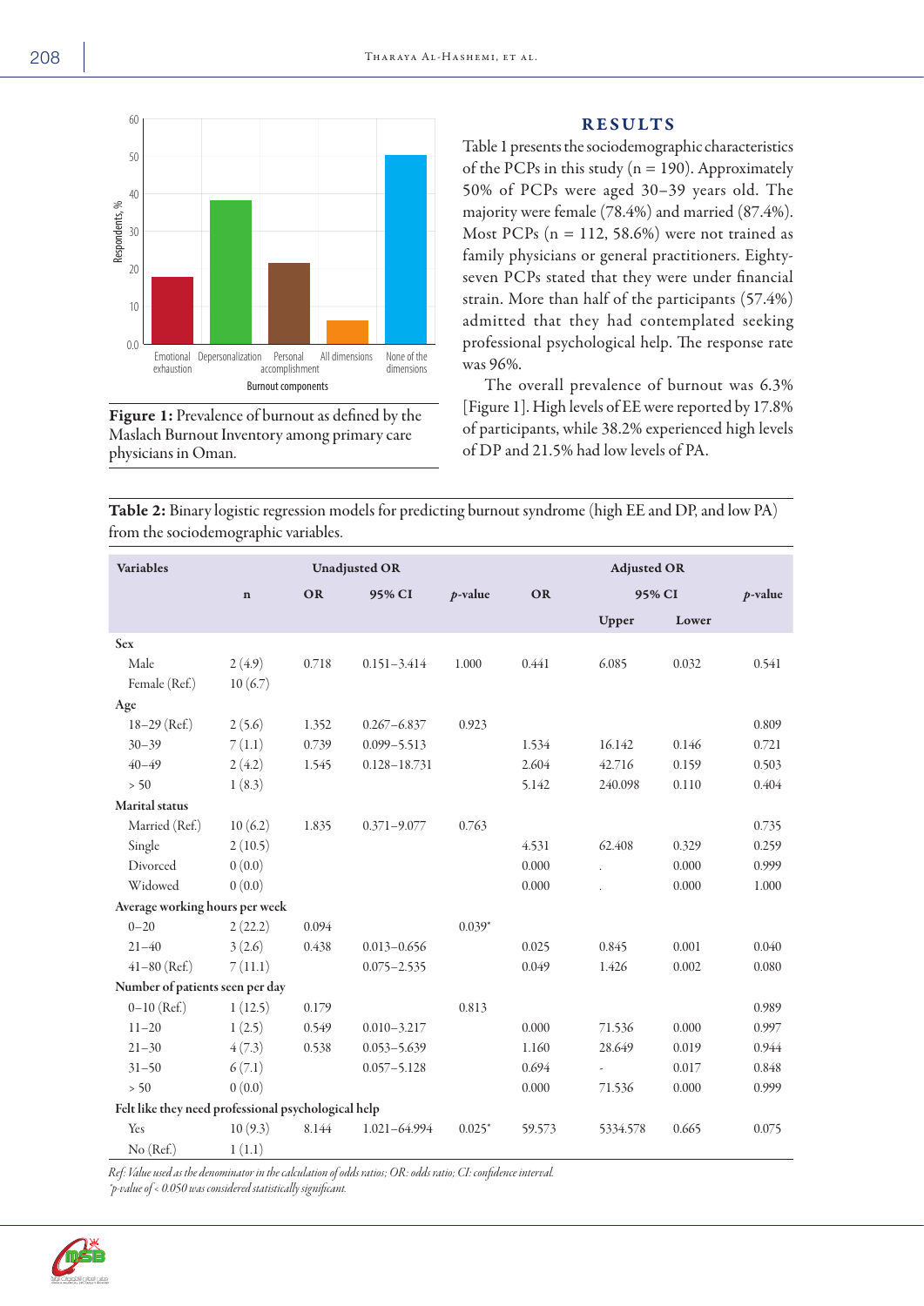Figure 1: Prevalence of burnout as defined by the Maslach Burnout Inventory among primary care physicians in Oman.

## RESULTS

Table 1 presents the sociodemographic characteristics of the PCPs in this study (n = 190). Approximately 50% of PCPs were aged 30–39 years old. The majority were female (78.4%) and married (87.4%). Most PCPs (n = 112, 58.6%) were not trained as family physicians or general practitioners. Eighty-seven PCPs stated that they were under financial strain. More than half of the participants (57.4%) admitted that they had contemplated seeking professional psychological help. The response rate was 96%.

The overall prevalence of burnout was 6.3% [Figure 1]. High levels of EE were reported by 17.8% of participants, while 38.2% experienced high levels of DP and 21.5% had low levels of PA.

**Table 2:** Binary logistic regression models for predicting burnout syndrome (high EE and DP, and low PA) from the sociodemographic variables.

| Variables | | Unadjusted OR | | | Adjusted OR | | | |
|---|---|---|---|---|---|---|---|---|
| | n | OR | 95% CI | *p*-value | OR | 95% CI | | *p*-value |
| | | | | | | Upper | Lower | |
| **Sex** | | | | | | | | |
| Male | 2 (4.9) | 0.718 | 0.151–3.414 | 1.000 | 0.441 | 6.085 | 0.032 | 0.541 |
| Female (Ref.) | 10 (6.7) | | | | | | | |
| **Age** | | | | | | | | |
| 18–29 (Ref.) | 2 (5.6) | 1.352 | 0.267–6.837 | 0.923 | | | | 0.809 |
| 30–39 | 7 (1.1) | 0.739 | 0.099–5.513 | | 1.534 | 16.142 | 0.146 | 0.721 |
| 40–49 | 2 (4.2) | 1.545 | 0.128–18.731 | | 2.604 | 42.716 | 0.159 | 0.503 |
| > 50 | 1 (8.3) | | | | 5.142 | 240.098 | 0.110 | 0.404 |
| **Marital status** | | | | | | | | |
| Married (Ref.) | 10 (6.2) | 1.835 | 0.371–9.077 | 0.763 | | | | 0.735 |
| Single | 2 (10.5) | | | | 4.531 | 62.408 | 0.329 | 0.259 |
| Divorced | 0 (0.0) | | | | 0.000 | . | 0.000 | 0.999 |
| Widowed | 0 (0.0) | | | | 0.000 | . | 0.000 | 1.000 |
| **Average working hours per week** | | | | | | | | |
| 0–20 | 2 (22.2) | 0.094 | | 0.039* | | | | |
| 21–40 | 3 (2.6) | 0.438 | 0.013–0.656 | | 0.025 | 0.845 | 0.001 | 0.040 |
| 41–80 (Ref.) | 7 (11.1) | | 0.075–2.535 | | 0.049 | 1.426 | 0.002 | 0.080 |
| **Number of patients seen per day** | | | | | | | | |
| 0–10 (Ref.) | 1 (12.5) | 0.179 | | 0.813 | | | | 0.989 |
| 11–20 | 1 (2.5) | 0.549 | 0.010–3.217 | | 0.000 | 71.536 | 0.000 | 0.997 |
| 21–30 | 4 (7.3) | 0.538 | 0.053–5.639 | | 1.160 | 28.649 | 0.019 | 0.944 |
| 31–50 | 6 (7.1) | | 0.057–5.128 | | 0.694 | - | 0.017 | 0.848 |
| > 50 | 0 (0.0) | | | | 0.000 | 71.536 | 0.000 | 0.999 |
| **Felt like they need professional psychological help** | | | | | | | | |
| Yes | 10 (9.3) | 8.144 | 1.021–64.994 | 0.025* | 59.573 | 5334.578 | 0.665 | 0.075 |
| No (Ref.) | 1 (1.1) | | | | | | | |

*Ref: Value used as the denominator in the calculation of odds ratios; OR: odds ratio; CI: confidence interval.*
*\*p-value of < 0.050 was considered statistically significant.*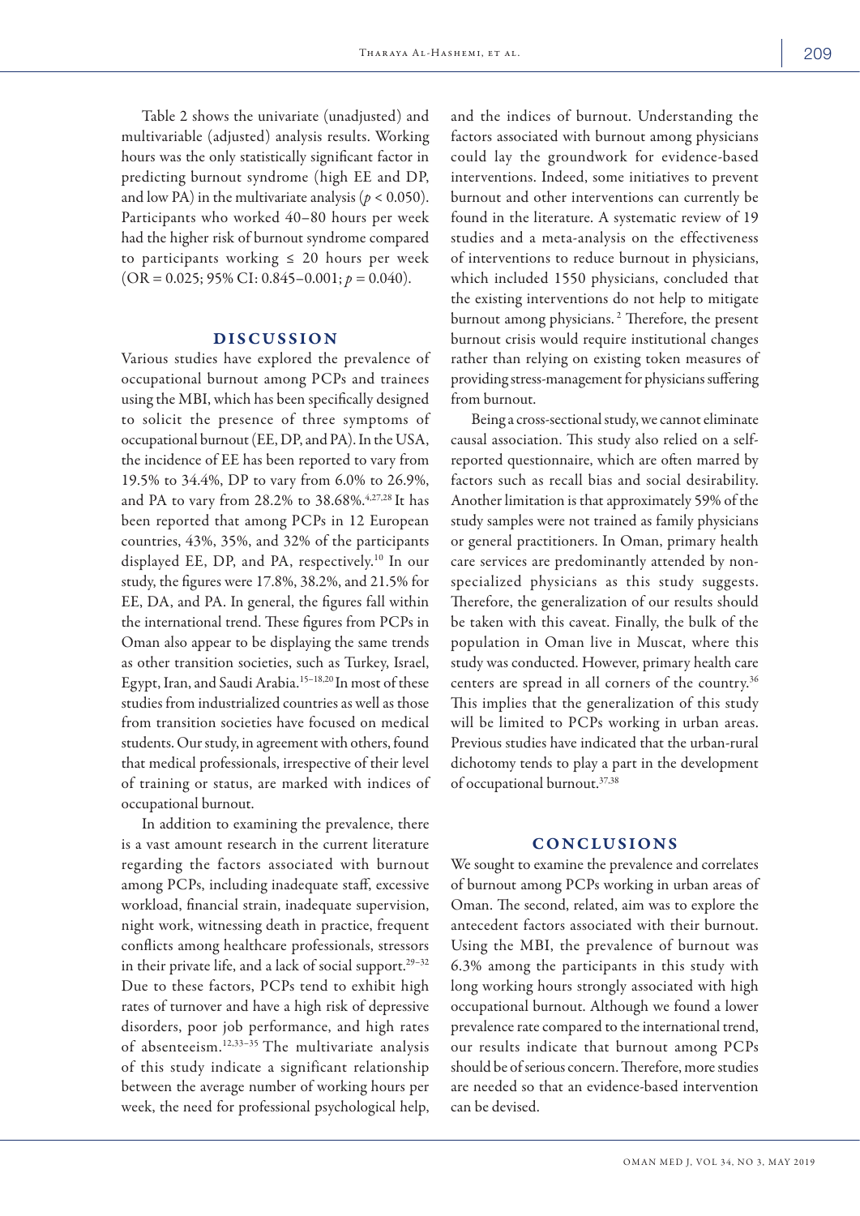Table 2 shows the univariate (unadjusted) and multivariable (adjusted) analysis results. Working hours was the only statistically significant factor in predicting burnout syndrome (high EE and DP, and low PA) in the multivariate analysis ($p < 0.050$). Participants who worked 40–80 hours per week had the higher risk of burnout syndrome compared to participants working ≤ 20 hours per week (OR = 0.025; 95% CI: 0.845–0.001; $p = 0.040$).

## DISCUSSION

Various studies have explored the prevalence of occupational burnout among PCPs and trainees using the MBI, which has been specifically designed to solicit the presence of three symptoms of occupational burnout (EE, DP, and PA). In the USA, the incidence of EE has been reported to vary from 19.5% to 34.4%, DP to vary from 6.0% to 26.9%, and PA to vary from 28.2% to 38.68%.[4,27,28] It has been reported that among PCPs in 12 European countries, 43%, 35%, and 32% of the participants displayed EE, DP, and PA, respectively.[10] In our study, the figures were 17.8%, 38.2%, and 21.5% for EE, DA, and PA. In general, the figures fall within the international trend. These figures from PCPs in Oman also appear to be displaying the same trends as other transition societies, such as Turkey, Israel, Egypt, Iran, and Saudi Arabia.[15–18,20] In most of these studies from industrialized countries as well as those from transition societies have focused on medical students. Our study, in agreement with others, found that medical professionals, irrespective of their level of training or status, are marked with indices of occupational burnout.

In addition to examining the prevalence, there is a vast amount research in the current literature regarding the factors associated with burnout among PCPs, including inadequate staff, excessive workload, financial strain, inadequate supervision, night work, witnessing death in practice, frequent conflicts among healthcare professionals, stressors in their private life, and a lack of social support.[29–32] Due to these factors, PCPs tend to exhibit high rates of turnover and have a high risk of depressive disorders, poor job performance, and high rates of absenteeism.[12,33–35] The multivariate analysis of this study indicate a significant relationship between the average number of working hours per week, the need for professional psychological help, and the indices of burnout. Understanding the factors associated with burnout among physicians could lay the groundwork for evidence-based interventions. Indeed, some initiatives to prevent burnout and other interventions can currently be found in the literature. A systematic review of 19 studies and a meta-analysis on the effectiveness of interventions to reduce burnout in physicians, which included 1550 physicians, concluded that the existing interventions do not help to mitigate burnout among physicians.[2] Therefore, the present burnout crisis would require institutional changes rather than relying on existing token measures of providing stress-management for physicians suffering from burnout.

Being a cross-sectional study, we cannot eliminate causal association. This study also relied on a self-reported questionnaire, which are often marred by factors such as recall bias and social desirability. Another limitation is that approximately 59% of the study samples were not trained as family physicians or general practitioners. In Oman, primary health care services are predominantly attended by non-specialized physicians as this study suggests. Therefore, the generalization of our results should be taken with this caveat. Finally, the bulk of the population in Oman live in Muscat, where this study was conducted. However, primary health care centers are spread in all corners of the country.[36] This implies that the generalization of this study will be limited to PCPs working in urban areas. Previous studies have indicated that the urban-rural dichotomy tends to play a part in the development of occupational burnout.[37,38]

## CONCLUSIONS

We sought to examine the prevalence and correlates of burnout among PCPs working in urban areas of Oman. The second, related, aim was to explore the antecedent factors associated with their burnout. Using the MBI, the prevalence of burnout was 6.3% among the participants in this study with long working hours strongly associated with high occupational burnout. Although we found a lower prevalence rate compared to the international trend, our results indicate that burnout among PCPs should be of serious concern. Therefore, more studies are needed so that an evidence-based intervention can be devised.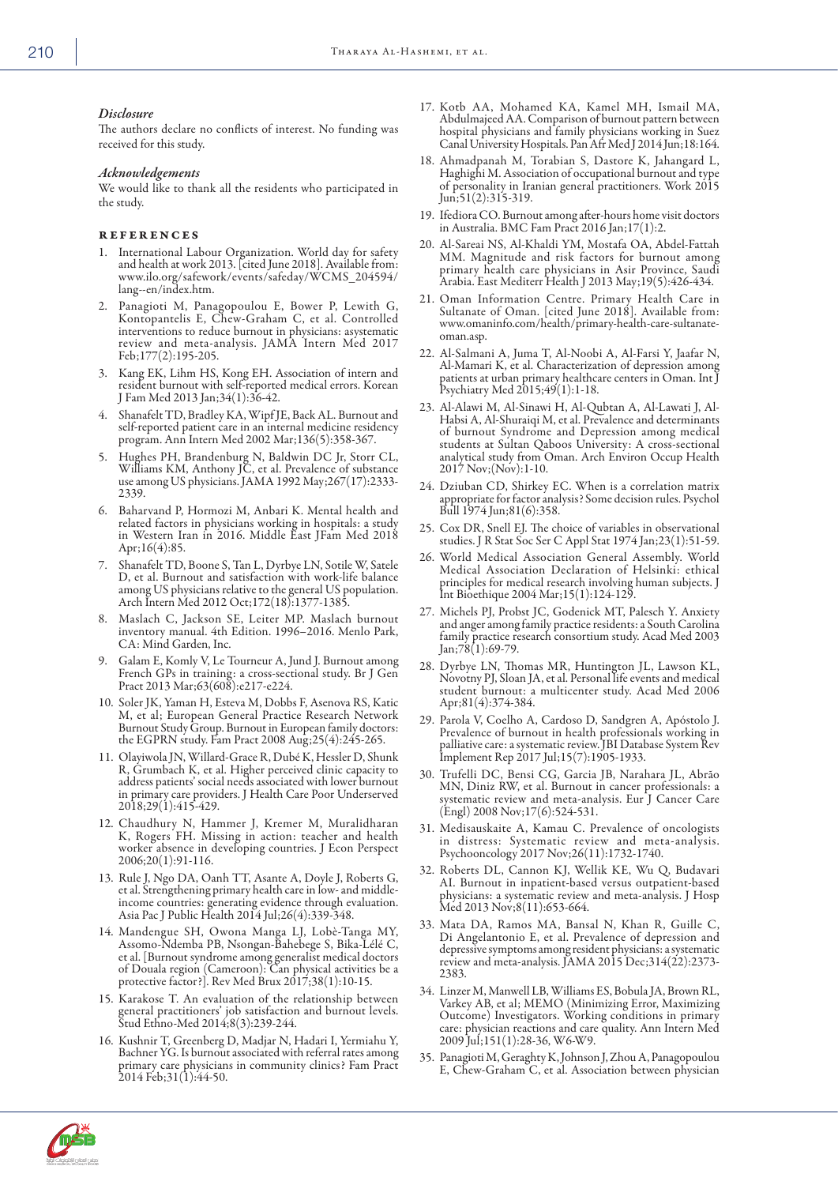### *Disclosure*

The authors declare no conflicts of interest. No funding was received for this study.

### *Acknowledgements*

We would like to thank all the residents who participated in the study.

## REFERENCES

1. International Labour Organization. World day for safety and health at work 2013. [cited June 2018]. Available from: www.ilo.org/safework/events/safeday/WCMS_204594/lang--en/index.htm.
2. Panagioti M, Panagopoulou E, Bower P, Lewith G, Kontopantelis E, Chew-Graham C, et al. Controlled interventions to reduce burnout in physicians: asystematic review and meta-analysis. JAMA Intern Med 2017 Feb;177(2):195-205.
3. Kang EK, Lihm HS, Kong EH. Association of intern and resident burnout with self-reported medical errors. Korean J Fam Med 2013 Jan;34(1):36-42.
4. Shanafelt TD, Bradley KA, Wipf JE, Back AL. Burnout and self-reported patient care in an internal medicine residency program. Ann Intern Med 2002 Mar;136(5):358-367.
5. Hughes PH, Brandenburg N, Baldwin DC Jr, Storr CL, Williams KM, Anthony JC, et al. Prevalence of substance use among US physicians. JAMA 1992 May;267(17):2333-2339.
6. Baharvand P, Hormozi M, Anbari K. Mental health and related factors in physicians working in hospitals: a study in Western Iran in 2016. Middle East JFam Med 2018 Apr;16(4):85.
7. Shanafelt TD, Boone S, Tan L, Dyrbye LN, Sotile W, Satele D, et al. Burnout and satisfaction with work-life balance among US physicians relative to the general US population. Arch Intern Med 2012 Oct;172(18):1377-1385.
8. Maslach C, Jackson SE, Leiter MP. Maslach burnout inventory manual. 4th Edition. 1996–2016. Menlo Park, CA: Mind Garden, Inc.
9. Galam E, Komly V, Le Tourneur A, Jund J. Burnout among French GPs in training: a cross-sectional study. Br J Gen Pract 2013 Mar;63(608):e217-e224.
10. Soler JK, Yaman H, Esteva M, Dobbs F, Asenova RS, Katic M, et al; European General Practice Research Network Burnout Study Group. Burnout in European family doctors: the EGPRN study. Fam Pract 2008 Aug;25(4):245-265.
11. Olayiwola JN, Willard-Grace R, Dubé K, Hessler D, Shunk R, Grumbach K, et al. Higher perceived clinic capacity to address patients' social needs associated with lower burnout in primary care providers. J Health Care Poor Underserved 2018;29(1):415-429.
12. Chaudhury N, Hammer J, Kremer M, Muralidharan K, Rogers FH. Missing in action: teacher and health worker absence in developing countries. J Econ Perspect 2006;20(1):91-116.
13. Rule J, Ngo DA, Oanh TT, Asante A, Doyle J, Roberts G, et al. Strengthening primary health care in low- and middle-income countries: generating evidence through evaluation. Asia Pac J Public Health 2014 Jul;26(4):339-348.
14. Mandengue SH, Owona Manga LJ, Lobè-Tanga MY, Assomo-Ndemba PB, Nsongan-Bahebege S, Bika-Lélé C, et al. [Burnout syndrome among generalist medical doctors of Douala region (Cameroon): Can physical activities be a protective factor?]. Rev Med Brux 2017;38(1):10-15.
15. Karakose T. An evaluation of the relationship between general practitioners' job satisfaction and burnout levels. Stud Ethno-Med 2014;8(3):239-244.
16. Kushnir T, Greenberg D, Madjar N, Hadari I, Yermiahu Y, Bachner YG. Is burnout associated with referral rates among primary care physicians in community clinics? Fam Pract 2014 Feb;31(1):44-50.
17. Kotb AA, Mohamed KA, Kamel MH, Ismail MA, Abdulmajeed AA. Comparison of burnout pattern between hospital physicians and family physicians working in Suez Canal University Hospitals. Pan Afr Med J 2014 Jun;18:164.
18. Ahmadpanah M, Torabian S, Dastore K, Jahangard L, Haghighi M. Association of occupational burnout and type of personality in Iranian general practitioners. Work 2015 Jun;51(2):315-319.
19. Ifediora CO. Burnout among after-hours home visit doctors in Australia. BMC Fam Pract 2016 Jan;17(1):2.
20. Al-Sareai NS, Al-Khaldi YM, Mostafa OA, Abdel-Fattah MM. Magnitude and risk factors for burnout among primary health care physicians in Asir Province, Saudi Arabia. East Mediterr Health J 2013 May;19(5):426-434.
21. Oman Information Centre. Primary Health Care in Sultanate of Oman. [cited June 2018]. Available from: www.omaninfo.com/health/primary-health-care-sultanate-oman.asp.
22. Al-Salmani A, Juma T, Al-Noobi A, Al-Farsi Y, Jaafar N, Al-Mamari K, et al. Characterization of depression among patients at urban primary healthcare centers in Oman. Int J Psychiatry Med 2015;49(1):1-18.
23. Al-Alawi M, Al-Sinawi H, Al-Qubtan A, Al-Lawati J, Al-Habsi A, Al-Shuraiqi M, et al. Prevalence and determinants of burnout Syndrome and Depression among medical students at Sultan Qaboos University: A cross-sectional analytical study from Oman. Arch Environ Occup Health 2017 Nov;(Nov):1-10.
24. Dziuban CD, Shirkey EC. When is a correlation matrix appropriate for factor analysis? Some decision rules. Psychol Bull 1974 Jun;81(6):358.
25. Cox DR, Snell EJ. The choice of variables in observational studies. J R Stat Soc Ser C Appl Stat 1974 Jan;23(1):51-59.
26. World Medical Association General Assembly. World Medical Association Declaration of Helsinki: ethical principles for medical research involving human subjects. J Int Bioethique 2004 Mar;15(1):124-129.
27. Michels PJ, Probst JC, Godenick MT, Palesch Y. Anxiety and anger among family practice residents: a South Carolina family practice research consortium study. Acad Med 2003 Jan;78(1):69-79.
28. Dyrbye LN, Thomas MR, Huntington JL, Lawson KL, Novotny PJ, Sloan JA, et al. Personal life events and medical student burnout: a multicenter study. Acad Med 2006 Apr;81(4):374-384.
29. Parola V, Coelho A, Cardoso D, Sandgren A, Apóstolo J. Prevalence of burnout in health professionals working in palliative care: a systematic review. JBI Database System Rev Implement Rep 2017 Jul;15(7):1905-1933.
30. Trufelli DC, Bensi CG, Garcia JB, Narahara JL, Abrão MN, Diniz RW, et al. Burnout in cancer professionals: a systematic review and meta-analysis. Eur J Cancer Care (Engl) 2008 Nov;17(6):524-531.
31. Medisauskaite A, Kamau C. Prevalence of oncologists in distress: Systematic review and meta-analysis. Psychooncology 2017 Nov;26(11):1732-1740.
32. Roberts DL, Cannon KJ, Wellik KE, Wu Q, Budavari AI. Burnout in inpatient-based versus outpatient-based physicians: a systematic review and meta-analysis. J Hosp Med 2013 Nov;8(11):653-664.
33. Mata DA, Ramos MA, Bansal N, Khan R, Guille C, Di Angelantonio E, et al. Prevalence of depression and depressive symptoms among resident physicians: a systematic review and meta-analysis. JAMA 2015 Dec;314(22):2373-2383.
34. Linzer M, Manwell LB, Williams ES, Bobula JA, Brown RL, Varkey AB, et al; MEMO (Minimizing Error, Maximizing Outcome) Investigators. Working conditions in primary care: physician reactions and care quality. Ann Intern Med 2009 Jul;151(1):28-36, W6-W9.
35. Panagioti M, Geraghty K, Johnson J, Zhou A, Panagopoulou E, Chew-Graham C, et al. Association between physician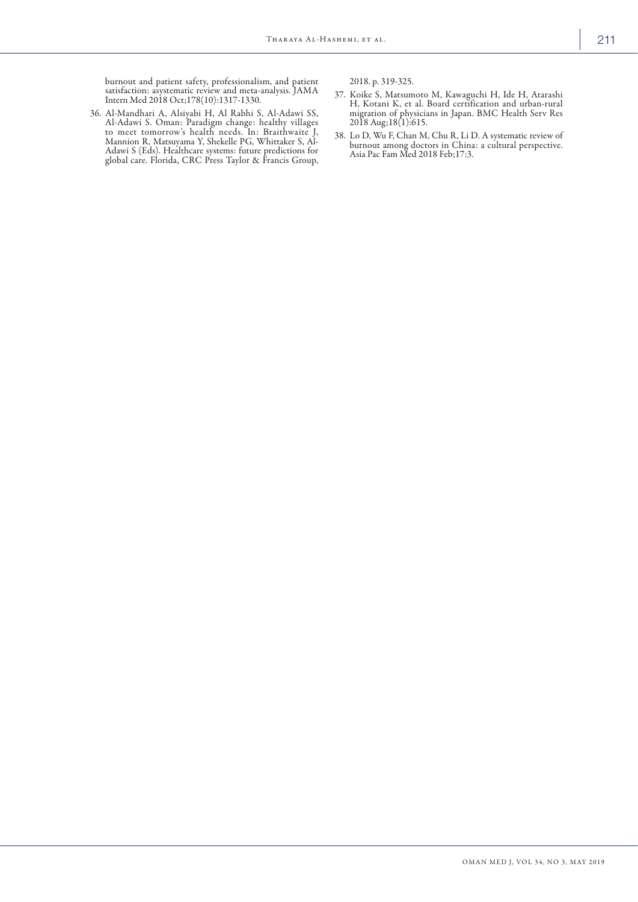burnout and patient safety, professionalism, and patient satisfaction: asystematic review and meta-analysis. JAMA Intern Med 2018 Oct;178(10):1317-1330.

36. Al-Mandhari A, Alsiyabi H, Al Rabhi S, Al-Adawi SS, Al-Adawi S. Oman: Paradigm change: healthy villages to meet tomorrow's health needs. In: Braithwaite J, Mannion R, Matsuyama Y, Shekelle PG, Whittaker S, Al-Adawi S (Eds). Healthcare systems: future predictions for global care. Florida, CRC Press Taylor & Francis Group, 2018. p. 319-325.
37. Koike S, Matsumoto M, Kawaguchi H, Ide H, Atarashi H, Kotani K, et al. Board certification and urban-rural migration of physicians in Japan. BMC Health Serv Res 2018 Aug;18(1):615.
38. Lo D, Wu F, Chan M, Chu R, Li D. A systematic review of burnout among doctors in China: a cultural perspective. Asia Pac Fam Med 2018 Feb;17:3.